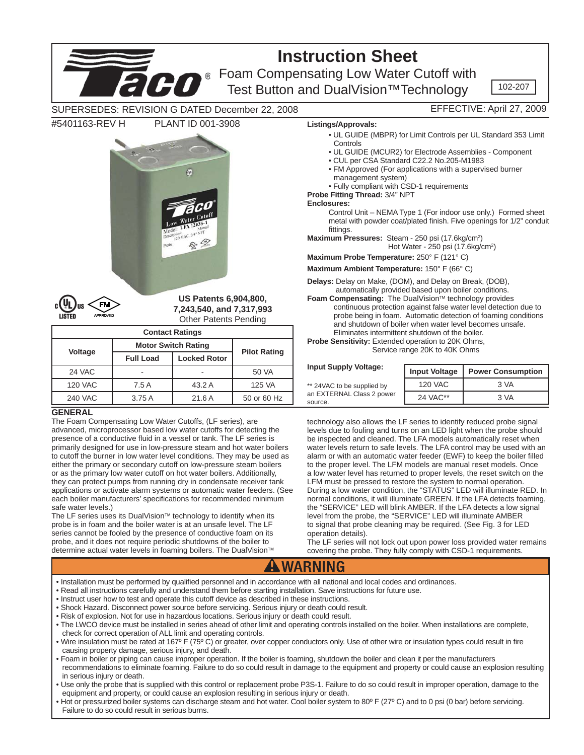# Instruction Sheet

## Foam Compensating Low Water Cutoff with Test Button and DualVision™Technology

102-207

SUPERSEDES: REVISION G DATED December 22, 2008

EFFECTIVE: April 27, 2009

#5401163-REV H PLANT ID 001-3908

**US Patents 6,904,800, 7,243,540, and 7,317,993**
Other Patents Pending

| Contact Ratings | | | |
|---|---|---|---|
| Voltage | Motor Switch Rating | | Pilot Rating |
| | Full Load | Locked Rotor | |
| 24 VAC | - | - | 50 VA |
| 120 VAC | 7.5 A | 43.2 A | 125 VA |
| 240 VAC | 3.75 A | 21.6 A | 50 or 60 Hz |

**Listings/Approvals:**

- UL GUIDE (MBPR) for Limit Controls per UL Standard 353 Limit Controls
- UL GUIDE (MCUR2) for Electrode Assemblies - Component
- CUL per CSA Standard C22.2 No.205-M1983
- FM Approved (For applications with a supervised burner management system)
- Fully compliant with CSD-1 requirements

**Probe Fitting Thread:** 3/4" NPT

**Enclosures:**
Control Unit – NEMA Type 1 (For indoor use only.) Formed sheet metal with powder coat/plated finish. Five openings for 1/2" conduit fittings.

**Maximum Pressures:** Steam - 250 psi (17.6kg/cm²)
Hot Water - 250 psi (17.6kg/cm²)

**Maximum Probe Temperature:** 250° F (121° C)

**Maximum Ambient Temperature:** 150° F (66° C)

**Delays:** Delay on Make, (DOM), and Delay on Break, (DOB), automatically provided based upon boiler conditions.

**Foam Compensating:** The DualVision™ technology provides continuous protection against false water level detection due to probe being in foam. Automatic detection of foaming conditions and shutdown of boiler when water level becomes unsafe. Eliminates intermittent shutdown of the boiler.

**Probe Sensitivity:** Extended operation to 20K Ohms,
Service range 20K to 40K Ohms

**Input Supply Voltage:**

** 24VAC to be supplied by an EXTERNAL Class 2 power source.

| Input Voltage | Power Consumption |
|---|---|
| 120 VAC | 3 VA |
| 24 VAC** | 3 VA |

## GENERAL

The Foam Compensating Low Water Cutoffs, (LF series), are advanced, microprocessor based low water cutoffs for detecting the presence of a conductive fluid in a vessel or tank. The LF series is primarily designed for use in low-pressure steam and hot water boilers to cutoff the burner in low water level conditions. They may be used as either the primary or secondary cutoff on low-pressure steam boilers or as the primary low water cutoff on hot water boilers. Additionally, they can protect pumps from running dry in condensate receiver tank applications or activate alarm systems or automatic water feeders. (See each boiler manufacturers' specifications for recommended minimum safe water levels.)

The LF series uses its DualVision™ technology to identify when its probe is in foam and the boiler water is at an unsafe level. The LF series cannot be fooled by the presence of conductive foam on its probe, and it does not require periodic shutdowns of the boiler to determine actual water levels in foaming boilers. The DualVision™ technology also allows the LF series to identify reduced probe signal levels due to fouling and turns on an LED light when the probe should be inspected and cleaned. The LFA models automatically reset when water levels return to safe levels. The LFA control may be used with an alarm or with an automatic water feeder (EWF) to keep the boiler filled to the proper level. The LFM models are manual reset models. Once a low water level has returned to proper levels, the reset switch on the LFM must be pressed to restore the system to normal operation. During a low water condition, the "STATUS" LED will illuminate RED. In normal conditions, it will illuminate GREEN. If the LFA detects foaming, the "SERVICE" LED will blink AMBER. If the LFA detects a low signal level from the probe, the "SERVICE" LED will illuminate AMBER to signal that probe cleaning may be required. (See Fig. 3 for LED operation details).

The LF series will not lock out upon power loss provided water remains covering the probe. They fully comply with CSD-1 requirements.

## ⚠WARNING

- Installation must be performed by qualified personnel and in accordance with all national and local codes and ordinances.
- Read all instructions carefully and understand them before starting installation. Save instructions for future use.
- Instruct user how to test and operate this cutoff device as described in these instructions.
- Shock Hazard. Disconnect power source before servicing. Serious injury or death could result.
- Risk of explosion. Not for use in hazardous locations. Serious injury or death could result.
- The LWCO device must be installed in series ahead of other limit and operating controls installed on the boiler. When installations are complete, check for correct operation of ALL limit and operating controls.
- Wire insulation must be rated at 167º F (75º C) or greater, over copper conductors only. Use of other wire or insulation types could result in fire causing property damage, serious injury, and death.
- Foam in boiler or piping can cause improper operation. If the boiler is foaming, shutdown the boiler and clean it per the manufacturers recommendations to eliminate foaming. Failure to do so could result in damage to the equipment and property or could cause an explosion resulting in serious injury or death.
- Use only the probe that is supplied with this control or replacement probe P3S-1. Failure to do so could result in improper operation, damage to the equipment and property, or could cause an explosion resulting in serious injury or death.
- Hot or pressurized boiler systems can discharge steam and hot water. Cool boiler system to 80º F (27º C) and to 0 psi (0 bar) before servicing. Failure to do so could result in serious burns.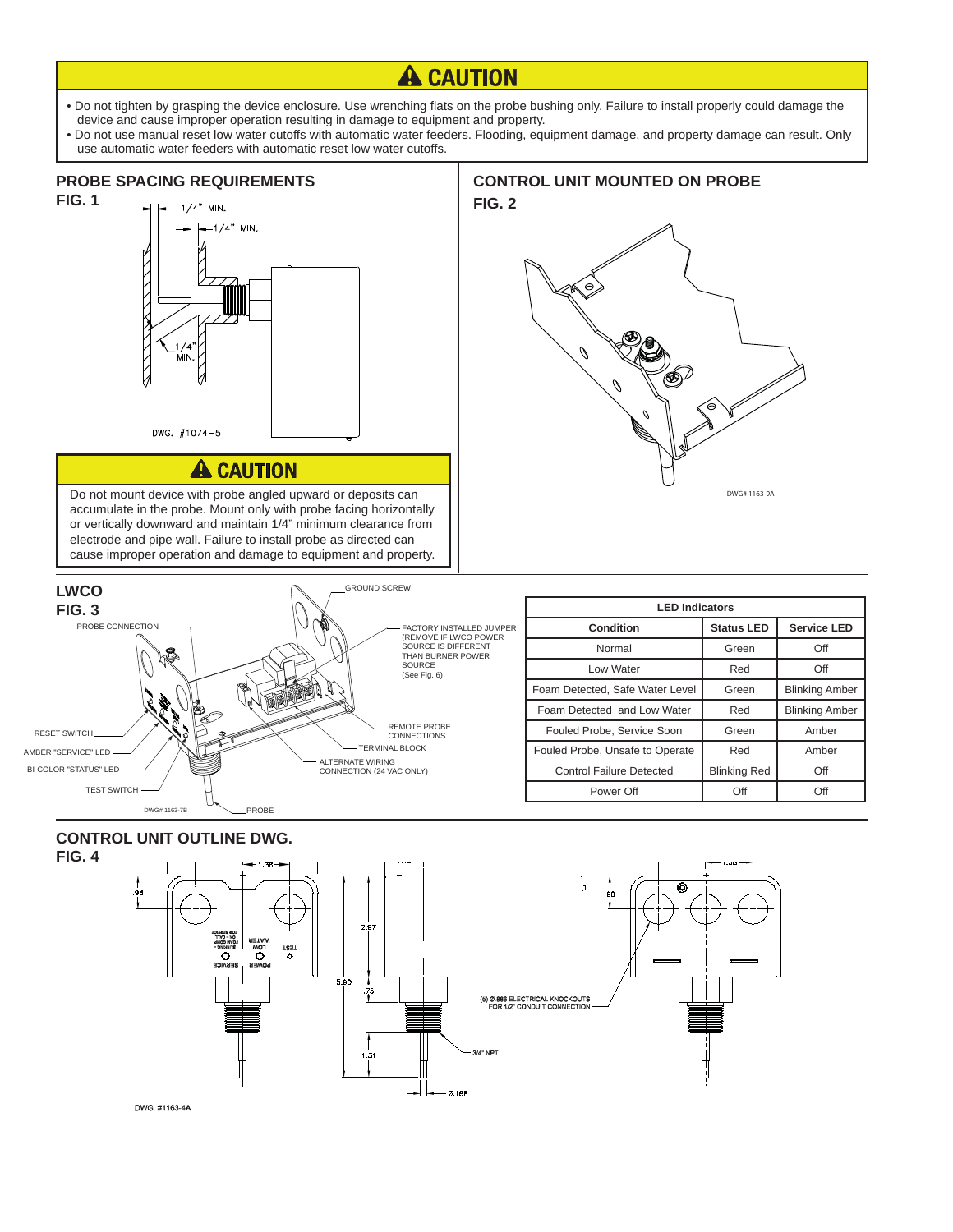## ⚠ CAUTION

- Do not tighten by grasping the device enclosure. Use wrenching flats on the probe bushing only. Failure to install properly could damage the device and cause improper operation resulting in damage to equipment and property.
- Do not use manual reset low water cutoffs with automatic water feeders. Flooding, equipment damage, and property damage can result. Only use automatic water feeders with automatic reset low water cutoffs.

## PROBE SPACING REQUIREMENTS

**FIG. 1**

1/4" MIN.

1/4" MIN.

1/4" MIN.

DWG. #1074-5

## ⚠ CAUTION

Do not mount device with probe angled upward or deposits can accumulate in the probe. Mount only with probe facing horizontally or vertically downward and maintain 1/4" minimum clearance from electrode and pipe wall. Failure to install probe as directed can cause improper operation and damage to equipment and property.

## CONTROL UNIT MOUNTED ON PROBE

**FIG. 2**

DWG# 1163-9A

## LWCO

**FIG. 3**

PROBE CONNECTION

GROUND SCREW

FACTORY INSTALLED JUMPER (REMOVE IF LWCO POWER SOURCE IS DIFFERENT THAN BURNER POWER SOURCE (See Fig. 6)

REMOTE PROBE CONNECTIONS

TERMINAL BLOCK

ALTERNATE WIRING CONNECTION (24 VAC ONLY)

RESET SWITCH

AMBER "SERVICE" LED

BI-COLOR "STATUS" LED

TEST SWITCH

PROBE

DWG# 1163-7B

| LED Indicators | | |
|---|---|---|
| **Condition** | **Status LED** | **Service LED** |
| Normal | Green | Off |
| Low Water | Red | Off |
| Foam Detected, Safe Water Level | Green | Blinking Amber |
| Foam Detected and Low Water | Red | Blinking Amber |
| Fouled Probe, Service Soon | Green | Amber |
| Fouled Probe, Unsafe to Operate | Red | Amber |
| Control Failure Detected | Blinking Red | Off |
| Power Off | Off | Off |

## CONTROL UNIT OUTLINE DWG.

**FIG. 4**

1.38

.98

2.97

5.90

.75

1.31

(5) Ø .886 ELECTRICAL KNOCKOUTS FOR 1/2" CONDUIT CONNECTION

3/4" NPT

Ø.168

DWG. #1163-4A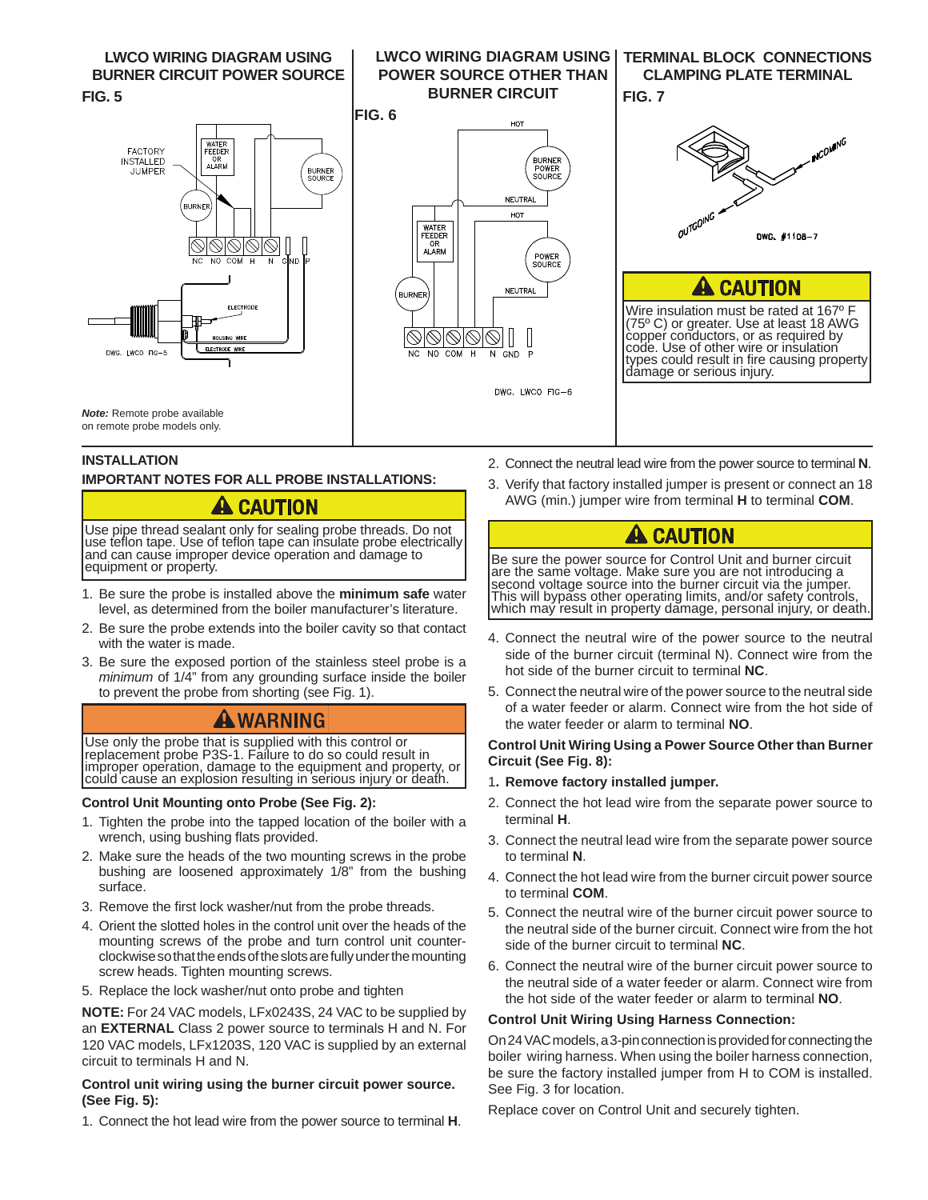## LWCO WIRING DIAGRAM USING BURNER CIRCUIT POWER SOURCE

**FIG. 5**

*Note:* Remote probe available on remote probe models only.

## LWCO WIRING DIAGRAM USING POWER SOURCE OTHER THAN BURNER CIRCUIT

**FIG. 6**

## TERMINAL BLOCK CONNECTIONS CLAMPING PLATE TERMINAL

**FIG. 7**

**⚠ CAUTION**

Wire insulation must be rated at 167º F (75º C) or greater. Use at least 18 AWG copper conductors, or as required by code. Use of other wire or insulation types could result in fire causing property damage or serious injury.

## INSTALLATION

### IMPORTANT NOTES FOR ALL PROBE INSTALLATIONS:

**⚠ CAUTION**

Use pipe thread sealant only for sealing probe threads. Do not use teflon tape. Use of teflon tape can insulate probe electrically and can cause improper device operation and damage to equipment or property.

1. Be sure the probe is installed above the **minimum safe** water level, as determined from the boiler manufacturer's literature.
2. Be sure the probe extends into the boiler cavity so that contact with the water is made.
3. Be sure the exposed portion of the stainless steel probe is a *minimum* of 1/4" from any grounding surface inside the boiler to prevent the probe from shorting (see Fig. 1).

**⚠ WARNING**

Use only the probe that is supplied with this control or replacement probe P3S-1. Failure to do so could result in improper operation, damage to the equipment and property, or could cause an explosion resulting in serious injury or death.

### Control Unit Mounting onto Probe (See Fig. 2):

1. Tighten the probe into the tapped location of the boiler with a wrench, using bushing flats provided.
2. Make sure the heads of the two mounting screws in the probe bushing are loosened approximately 1/8" from the bushing surface.
3. Remove the first lock washer/nut from the probe threads.
4. Orient the slotted holes in the control unit over the heads of the mounting screws of the probe and turn control unit counter-clockwise so that the ends of the slots are fully under the mounting screw heads. Tighten mounting screws.
5. Replace the lock washer/nut onto probe and tighten

**NOTE:** For 24 VAC models, LFx0243S, 24 VAC to be supplied by an **EXTERNAL** Class 2 power source to terminals H and N. For 120 VAC models, LFx1203S, 120 VAC is supplied by an external circuit to terminals H and N.

### Control unit wiring using the burner circuit power source. (See Fig. 5):

1. Connect the hot lead wire from the power source to terminal **H**.
2. Connect the neutral lead wire from the power source to terminal **N**.
3. Verify that factory installed jumper is present or connect an 18 AWG (min.) jumper wire from terminal **H** to terminal **COM**.

**⚠ CAUTION**

Be sure the power source for Control Unit and burner circuit are the same voltage. Make sure you are not introducing a second voltage source into the burner circuit via the jumper. This will bypass other operating limits, and/or safety controls, which may result in property damage, personal injury, or death.

4. Connect the neutral wire of the power source to the neutral side of the burner circuit (terminal N). Connect wire from the hot side of the burner circuit to terminal **NC**.
5. Connect the neutral wire of the power source to the neutral side of a water feeder or alarm. Connect wire from the hot side of the water feeder or alarm to terminal **NO**.

### Control Unit Wiring Using a Power Source Other than Burner Circuit (See Fig. 8):

1. **Remove factory installed jumper.**
2. Connect the hot lead wire from the separate power source to terminal **H**.
3. Connect the neutral lead wire from the separate power source to terminal **N**.
4. Connect the hot lead wire from the burner circuit power source to terminal **COM**.
5. Connect the neutral wire of the burner circuit power source to the neutral side of the burner circuit. Connect wire from the hot side of the burner circuit to terminal **NC**.
6. Connect the neutral wire of the burner circuit power source to the neutral side of a water feeder or alarm. Connect wire from the hot side of the water feeder or alarm to terminal **NO**.

### Control Unit Wiring Using Harness Connection:

On 24 VAC models, a 3-pin connection is provided for connecting the boiler wiring harness. When using the boiler harness connection, be sure the factory installed jumper from H to COM is installed. See Fig. 3 for location.

Replace cover on Control Unit and securely tighten.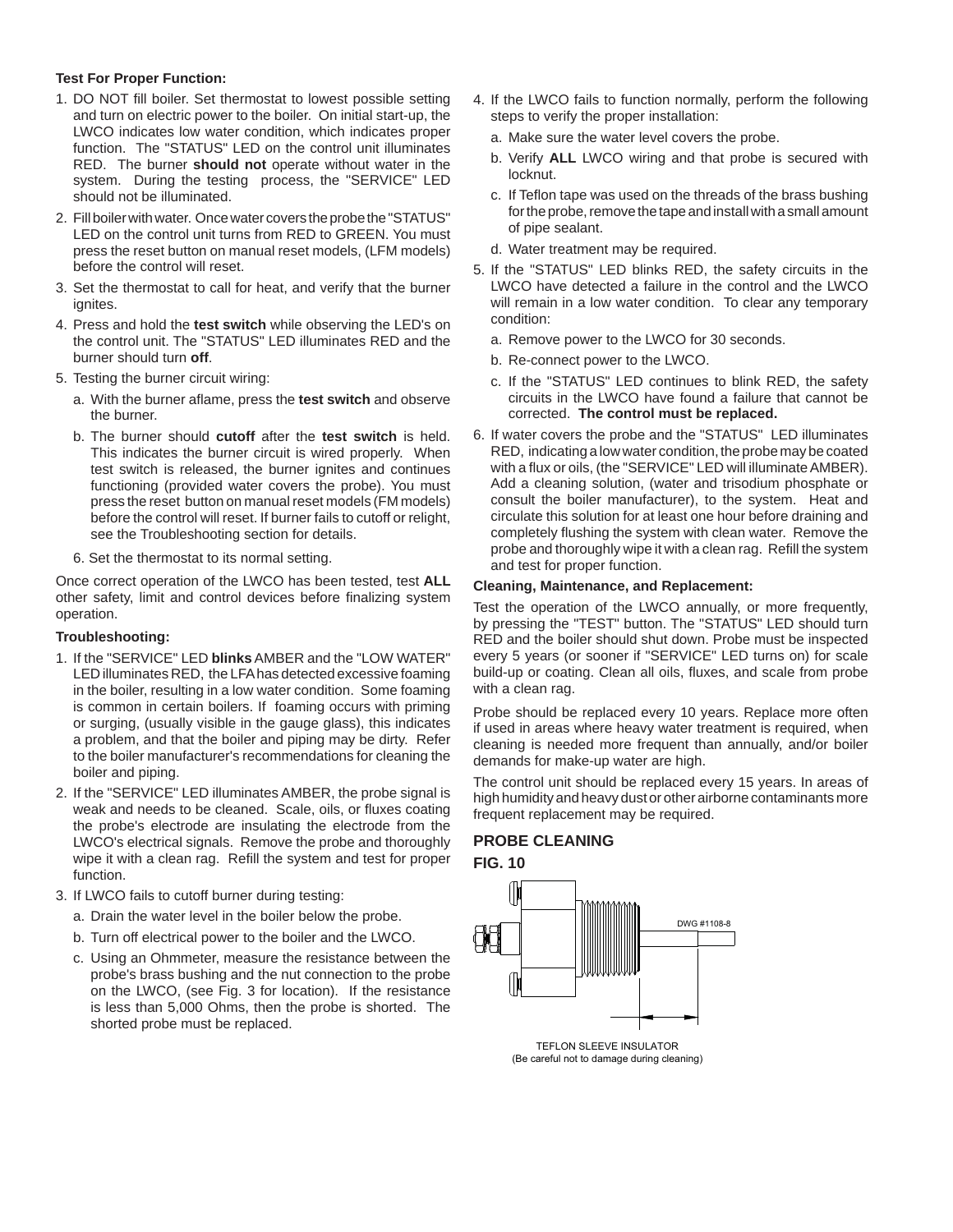**Test For Proper Function:**

1. DO NOT fill boiler. Set thermostat to lowest possible setting and turn on electric power to the boiler. On initial start-up, the LWCO indicates low water condition, which indicates proper function. The "STATUS" LED on the control unit illuminates RED. The burner **should not** operate without water in the system. During the testing process, the "SERVICE" LED should not be illuminated.
2. Fill boiler with water. Once water covers the probe the "STATUS" LED on the control unit turns from RED to GREEN. You must press the reset button on manual reset models, (LFM models) before the control will reset.
3. Set the thermostat to call for heat, and verify that the burner ignites.
4. Press and hold the **test switch** while observing the LED's on the control unit. The "STATUS" LED illuminates RED and the burner should turn **off**.
5. Testing the burner circuit wiring:
   a. With the burner aflame, press the **test switch** and observe the burner.
   b. The burner should **cutoff** after the **test switch** is held. This indicates the burner circuit is wired properly. When test switch is released, the burner ignites and continues functioning (provided water covers the probe). You must press the reset button on manual reset models (FM models) before the control will reset. If burner fails to cutoff or relight, see the Troubleshooting section for details.
6. Set the thermostat to its normal setting.

Once correct operation of the LWCO has been tested, test **ALL** other safety, limit and control devices before finalizing system operation.

**Troubleshooting:**

1. If the "SERVICE" LED **blinks** AMBER and the "LOW WATER" LED illuminates RED, the LFA has detected excessive foaming in the boiler, resulting in a low water condition. Some foaming is common in certain boilers. If foaming occurs with priming or surging, (usually visible in the gauge glass), this indicates a problem, and that the boiler and piping may be dirty. Refer to the boiler manufacturer's recommendations for cleaning the boiler and piping.
2. If the "SERVICE" LED illuminates AMBER, the probe signal is weak and needs to be cleaned. Scale, oils, or fluxes coating the probe's electrode are insulating the electrode from the LWCO's electrical signals. Remove the probe and thoroughly wipe it with a clean rag. Refill the system and test for proper function.
3. If LWCO fails to cutoff burner during testing:
   a. Drain the water level in the boiler below the probe.
   b. Turn off electrical power to the boiler and the LWCO.
   c. Using an Ohmmeter, measure the resistance between the probe's brass bushing and the nut connection to the probe on the LWCO, (see Fig. 3 for location). If the resistance is less than 5,000 Ohms, then the probe is shorted. The shorted probe must be replaced.
4. If the LWCO fails to function normally, perform the following steps to verify the proper installation:
   a. Make sure the water level covers the probe.
   b. Verify **ALL** LWCO wiring and that probe is secured with locknut.
   c. If Teflon tape was used on the threads of the brass bushing for the probe, remove the tape and install with a small amount of pipe sealant.
   d. Water treatment may be required.
5. If the "STATUS" LED blinks RED, the safety circuits in the LWCO have detected a failure in the control and the LWCO will remain in a low water condition. To clear any temporary condition:
   a. Remove power to the LWCO for 30 seconds.
   b. Re-connect power to the LWCO.
   c. If the "STATUS" LED continues to blink RED, the safety circuits in the LWCO have found a failure that cannot be corrected. **The control must be replaced.**
6. If water covers the probe and the "STATUS" LED illuminates RED, indicating a low water condition, the probe may be coated with a flux or oils, (the "SERVICE" LED will illuminate AMBER). Add a cleaning solution, (water and trisodium phosphate or consult the boiler manufacturer), to the system. Heat and circulate this solution for at least one hour before draining and completely flushing the system with clean water. Remove the probe and thoroughly wipe it with a clean rag. Refill the system and test for proper function.

**Cleaning, Maintenance, and Replacement:**

Test the operation of the LWCO annually, or more frequently, by pressing the "TEST" button. The "STATUS" LED should turn RED and the boiler should shut down. Probe must be inspected every 5 years (or sooner if "SERVICE" LED turns on) for scale build-up or coating. Clean all oils, fluxes, and scale from probe with a clean rag.

Probe should be replaced every 10 years. Replace more often if used in areas where heavy water treatment is required, when cleaning is needed more frequent than annually, and/or boiler demands for make-up water are high.

The control unit should be replaced every 15 years. In areas of high humidity and heavy dust or other airborne contaminants more frequent replacement may be required.

## PROBE CLEANING

**FIG. 10**

DWG #1108-8

TEFLON SLEEVE INSULATOR
(Be careful not to damage during cleaning)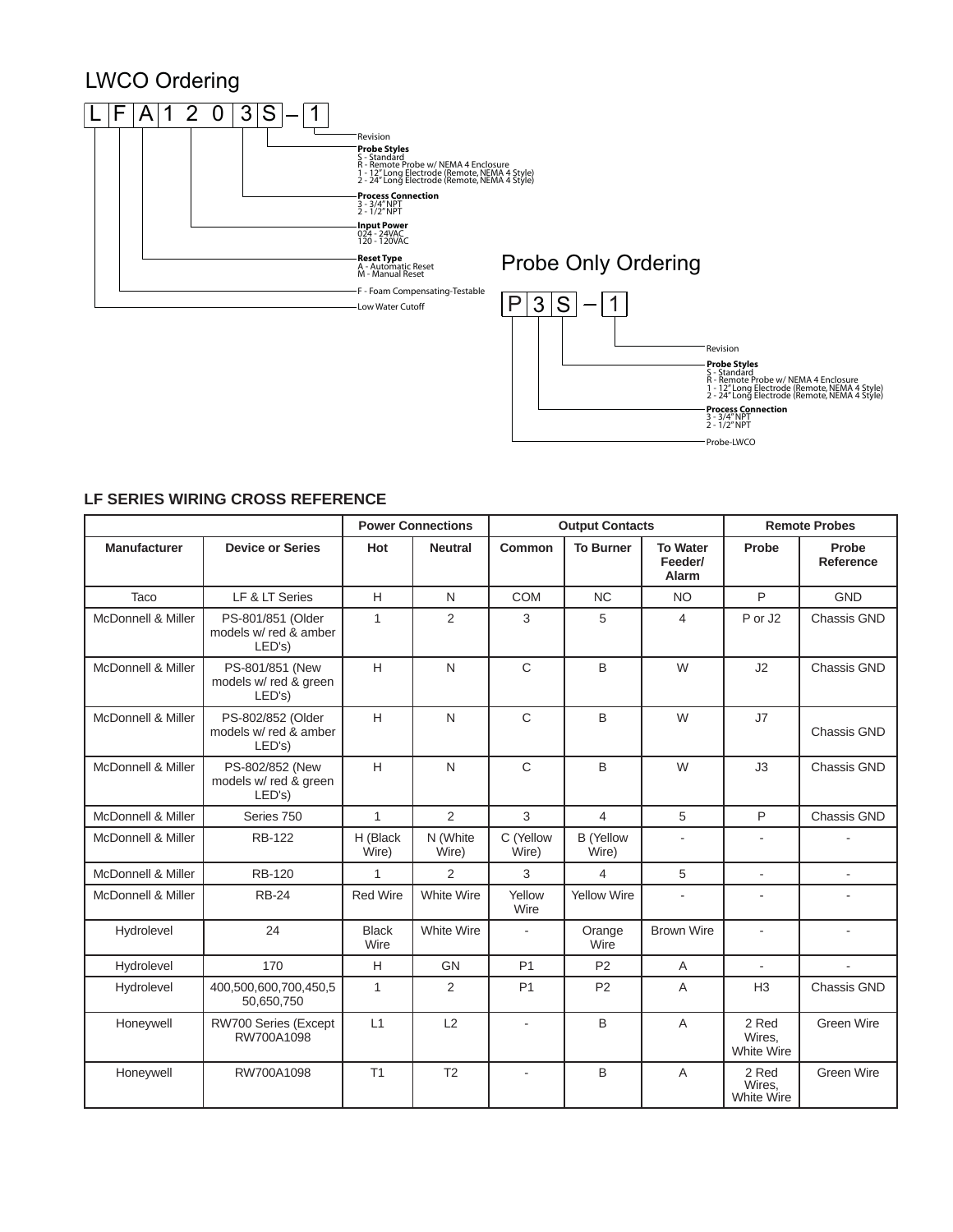## LWCO Ordering

L | F | A | 1 2 0 | 3 | S – 1

- **Revision**: 1
- **Probe Styles**
  - S - Standard
  - R - Remote Probe w/ NEMA 4 Enclosure
  - 1 - 12" Long Electrode (Remote, NEMA 4 Style)
  - 2 - 24" Long Electrode (Remote, NEMA 4 Style)
- **Process Connection**
  - 3 - 3/4" NPT
  - 2 - 1/2" NPT
- **Input Power**
  - 024 - 24VAC
  - 120 - 120VAC
- **Reset Type**
  - A - Automatic Reset
  - M - Manual Reset
- F - Foam Compensating-Testable
- Low Water Cutoff

## Probe Only Ordering

P | 3 | S – 1

- Revision
- **Probe Styles**
  - S - Standard
  - R - Remote Probe w/ NEMA 4 Enclosure
  - 1 - 12" Long Electrode (Remote, NEMA 4 Style)
  - 2 - 24" Long Electrode (Remote, NEMA 4 Style)
- **Process Connection**
  - 3 - 3/4" NPT
  - 2 - 1/2" NPT
- Probe-LWCO

### LF SERIES WIRING CROSS REFERENCE

| | | Power Connections | | Output Contacts | | | Remote Probes | |
|---|---|---|---|---|---|---|---|---|
| **Manufacturer** | **Device or Series** | **Hot** | **Neutral** | **Common** | **To Burner** | **To Water Feeder/ Alarm** | **Probe** | **Probe Reference** |
| Taco | LF & LT Series | H | N | COM | NC | NO | P | GND |
| McDonnell & Miller | PS-801/851 (Older models w/ red & amber LED's) | 1 | 2 | 3 | 5 | 4 | P or J2 | Chassis GND |
| McDonnell & Miller | PS-801/851 (New models w/ red & green LED's) | H | N | C | B | W | J2 | Chassis GND |
| McDonnell & Miller | PS-802/852 (Older models w/ red & amber LED's) | H | N | C | B | W | J7 | Chassis GND |
| McDonnell & Miller | PS-802/852 (New models w/ red & green LED's) | H | N | C | B | W | J3 | Chassis GND |
| McDonnell & Miller | Series 750 | 1 | 2 | 3 | 4 | 5 | P | Chassis GND |
| McDonnell & Miller | RB-122 | H (Black Wire) | N (White Wire) | C (Yellow Wire) | B (Yellow Wire) | - | - | - |
| McDonnell & Miller | RB-120 | 1 | 2 | 3 | 4 | 5 | - | - |
| McDonnell & Miller | RB-24 | Red Wire | White Wire | Yellow Wire | Yellow Wire | - | - | - |
| Hydrolevel | 24 | Black Wire | White Wire | - | Orange Wire | Brown Wire | - | - |
| Hydrolevel | 170 | H | GN | P1 | P2 | A | - | - |
| Hydrolevel | 400,500,600,700,450,550,650,750 | 1 | 2 | P1 | P2 | A | H3 | Chassis GND |
| Honeywell | RW700 Series (Except RW700A1098 | L1 | L2 | - | B | A | 2 Red Wires, White Wire | Green Wire |
| Honeywell | RW700A1098 | T1 | T2 | - | B | A | 2 Red Wires, White Wire | Green Wire |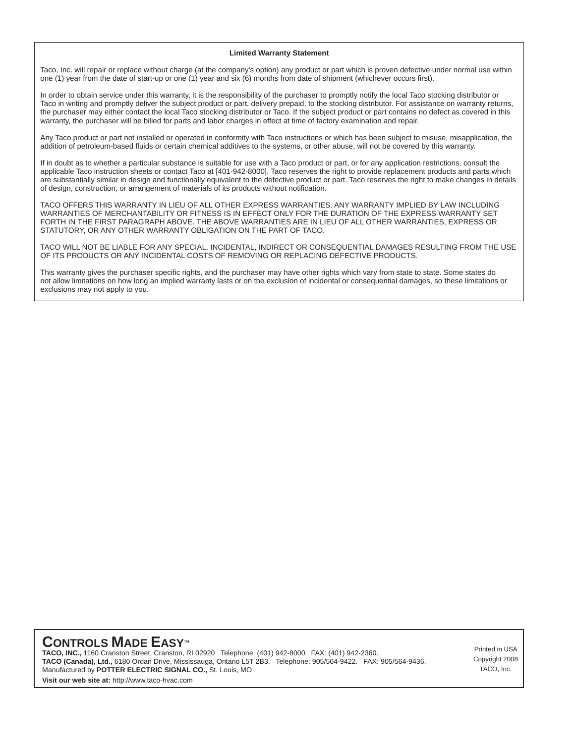## Limited Warranty Statement

Taco, Inc. will repair or replace without charge (at the company's option) any product or part which is proven defective under normal use within one (1) year from the date of start-up or one (1) year and six (6) months from date of shipment (whichever occurs first).

In order to obtain service under this warranty, it is the responsibility of the purchaser to promptly notify the local Taco stocking distributor or Taco in writing and promptly deliver the subject product or part, delivery prepaid, to the stocking distributor. For assistance on warranty returns, the purchaser may either contact the local Taco stocking distributor or Taco. If the subject product or part contains no defect as covered in this warranty, the purchaser will be billed for parts and labor charges in effect at time of factory examination and repair.

Any Taco product or part not installed or operated in conformity with Taco instructions or which has been subject to misuse, misapplication, the addition of petroleum-based fluids or certain chemical additives to the systems, or other abuse, will not be covered by this warranty.

If in doubt as to whether a particular substance is suitable for use with a Taco product or part, or for any application restrictions, consult the applicable Taco instruction sheets or contact Taco at [401-942-8000]. Taco reserves the right to provide replacement products and parts which are substantially similar in design and functionally equivalent to the defective product or part. Taco reserves the right to make changes in details of design, construction, or arrangement of materials of its products without notification.

TACO OFFERS THIS WARRANTY IN LIEU OF ALL OTHER EXPRESS WARRANTIES. ANY WARRANTY IMPLIED BY LAW INCLUDING WARRANTIES OF MERCHANTABILITY OR FITNESS IS IN EFFECT ONLY FOR THE DURATION OF THE EXPRESS WARRANTY SET FORTH IN THE FIRST PARAGRAPH ABOVE. THE ABOVE WARRANTIES ARE IN LIEU OF ALL OTHER WARRANTIES, EXPRESS OR STATUTORY, OR ANY OTHER WARRANTY OBLIGATION ON THE PART OF TACO.

TACO WILL NOT BE LIABLE FOR ANY SPECIAL, INCIDENTAL, INDIRECT OR CONSEQUENTIAL DAMAGES RESULTING FROM THE USE OF ITS PRODUCTS OR ANY INCIDENTAL COSTS OF REMOVING OR REPLACING DEFECTIVE PRODUCTS.

This warranty gives the purchaser specific rights, and the purchaser may have other rights which vary from state to state. Some states do not allow limitations on how long an implied warranty lasts or on the exclusion of incidental or consequential damages, so these limitations or exclusions may not apply to you.

## CONTROLS MADE EASY™

**TACO, INC.,** 1160 Cranston Street, Cranston, RI 02920 Telephone: (401) 942-8000 FAX: (401) 942-2360.
**TACO (Canada), Ltd.,** 6180 Ordan Drive, Mississauga, Ontario L5T 2B3. Telephone: 905/564-9422. FAX: 905/564-9436.
Manufactured by **POTTER ELECTRIC SIGNAL CO.,** St. Louis, MO

**Visit our web site at:** http://www.taco-hvac.com

Printed in USA
Copyright 2008
TACO, Inc.